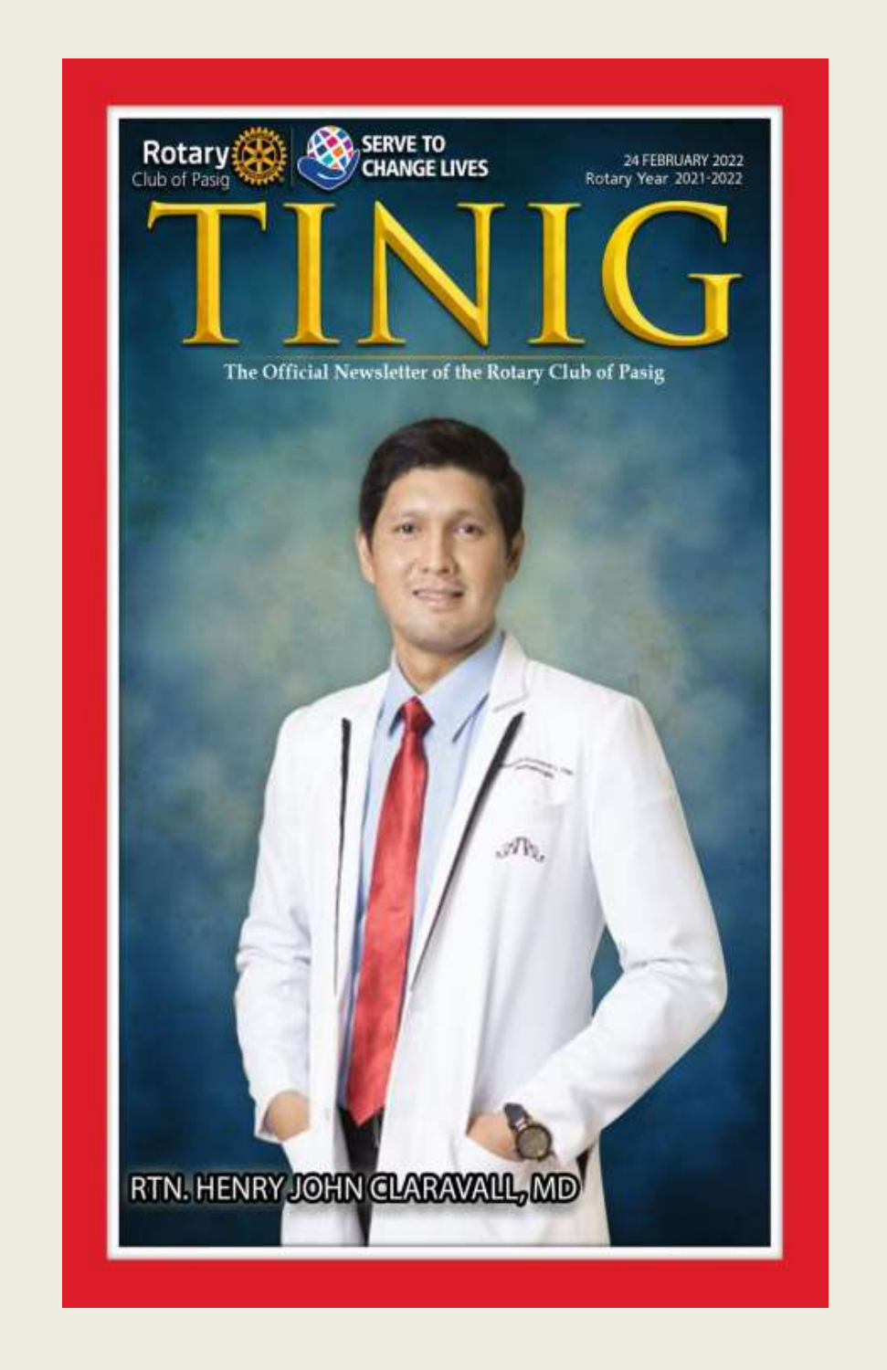Rotary Club of Pasig

SERVE TO CHANGE LIVES

24 FEBRUARY 2022
Rotary Year 2021-2022

# TINIG

The Official Newsletter of the Rotary Club of Pasig

RTN. HENRY JOHN CLARAVALL, MD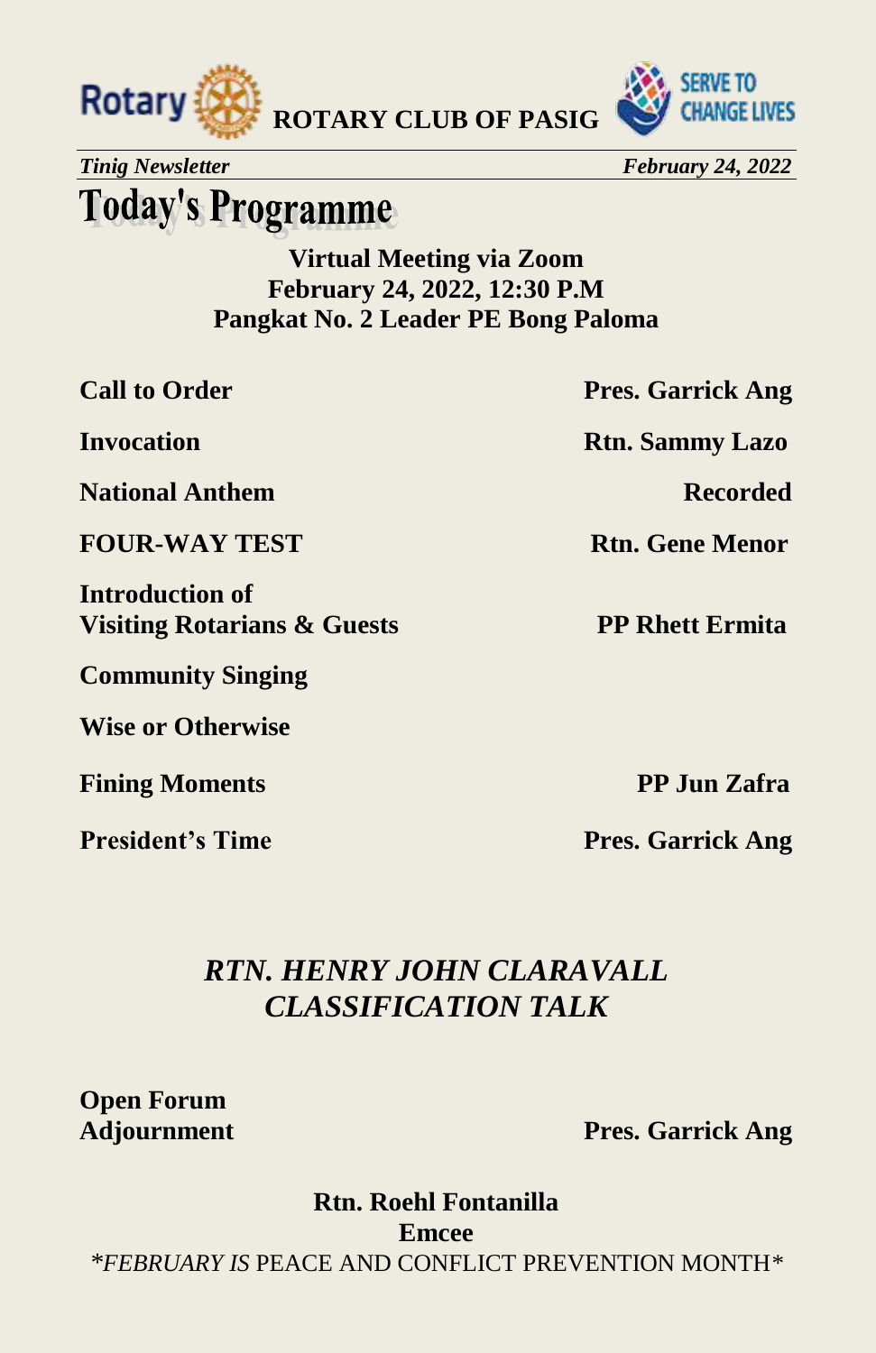# Today's Programme

**Virtual Meeting via Zoom**
**February 24, 2022, 12:30 P.M**
**Pangkat No. 2 Leader PE Bong Paloma**

| | |
|---|---|
| **Call to Order** | **Pres. Garrick Ang** |
| **Invocation** | **Rtn. Sammy Lazo** |
| **National Anthem** | **Recorded** |
| **FOUR-WAY TEST** | **Rtn. Gene Menor** |
| **Introduction of Visiting Rotarians & Guests** | **PP Rhett Ermita** |
| **Community Singing** | |
| **Wise or Otherwise** | |
| **Fining Moments** | **PP Jun Zafra** |
| **President's Time** | **Pres. Garrick Ang** |

***RTN. HENRY JOHN CLARAVALL***
***CLASSIFICATION TALK***

| | |
|---|---|
| **Open Forum** | |
| **Adjournment** | **Pres. Garrick Ang** |

**Rtn. Roehl Fontanilla**
**Emcee**

*FEBRUARY IS* PEACE AND CONFLICT PREVENTION MONTH*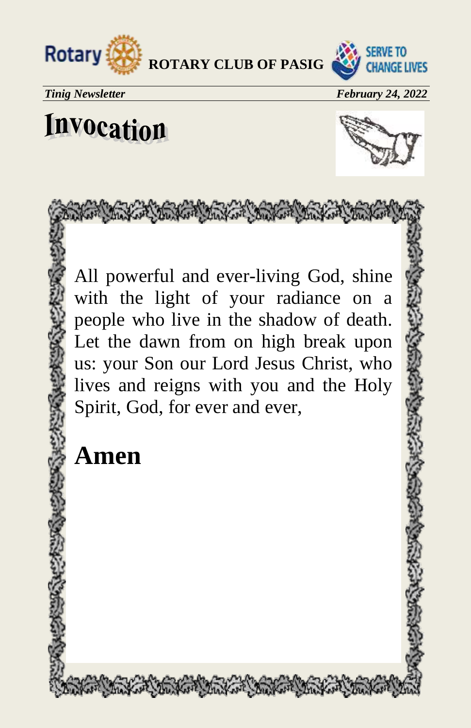# Invocation

All powerful and ever-living God, shine with the light of your radiance on a people who live in the shadow of death. Let the dawn from on high break upon us: your Son our Lord Jesus Christ, who lives and reigns with you and the Holy Spirit, God, for ever and ever,

**Amen**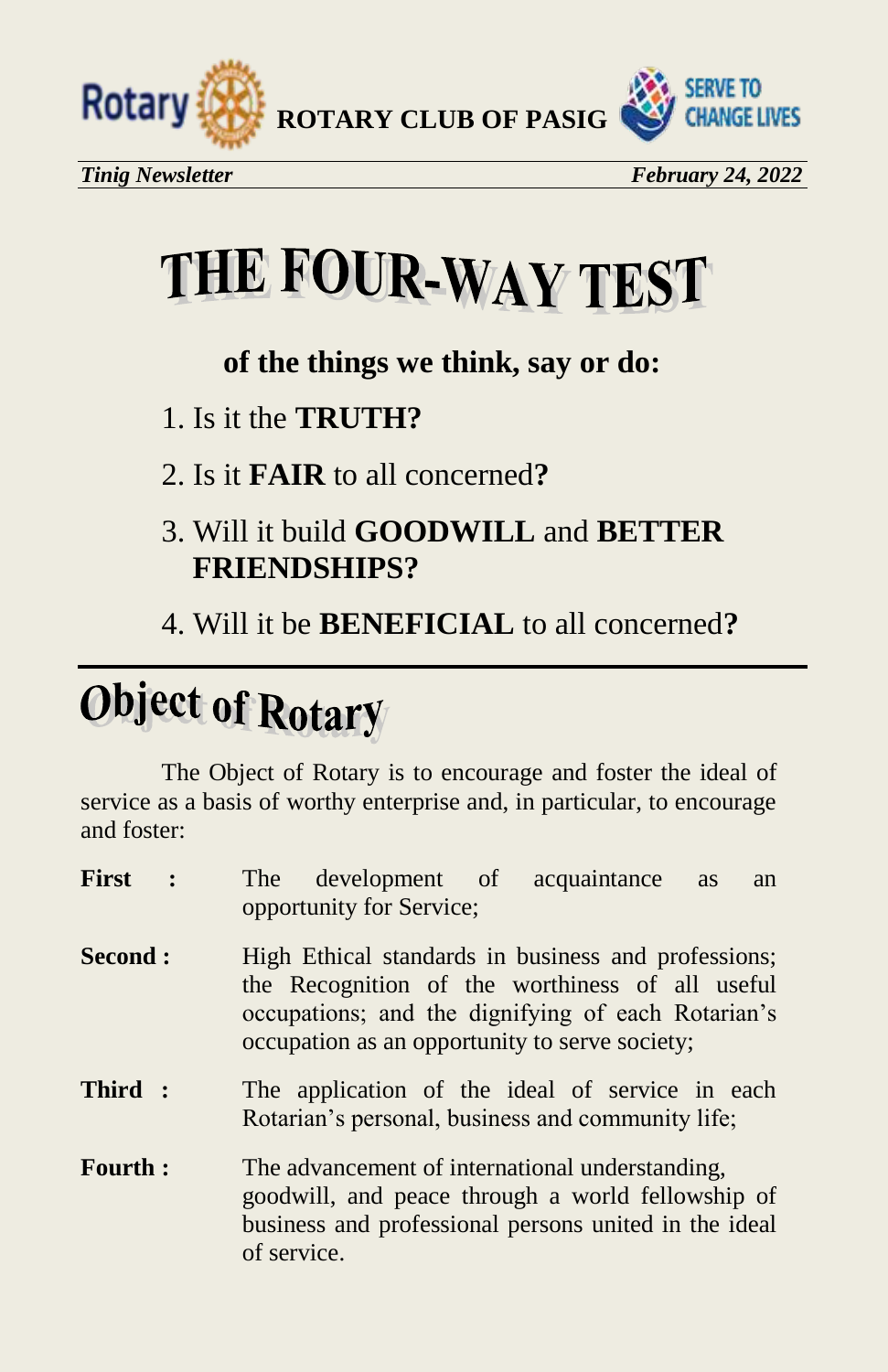# THE FOUR-WAY TEST

**of the things we think, say or do:**

1. Is it the **TRUTH?**
2. Is it **FAIR** to all concerned**?**
3. Will it build **GOODWILL** and **BETTER FRIENDSHIPS?**
4. Will it be **BENEFICIAL** to all concerned**?**

# Object of Rotary

The Object of Rotary is to encourage and foster the ideal of service as a basis of worthy enterprise and, in particular, to encourage and foster:

**First :** The development of acquaintance as an opportunity for Service;

**Second :** High Ethical standards in business and professions; the Recognition of the worthiness of all useful occupations; and the dignifying of each Rotarian's occupation as an opportunity to serve society;

**Third :** The application of the ideal of service in each Rotarian's personal, business and community life;

**Fourth :** The advancement of international understanding, goodwill, and peace through a world fellowship of business and professional persons united in the ideal of service.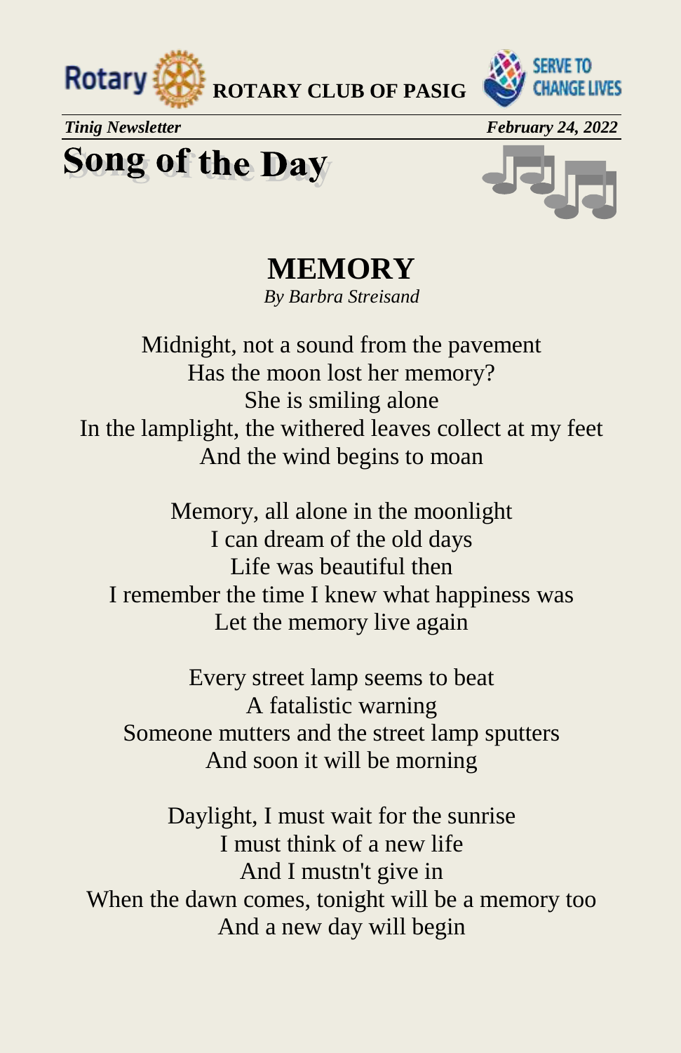# Song of the Day

## MEMORY

*By Barbra Streisand*

Midnight, not a sound from the pavement
Has the moon lost her memory?
She is smiling alone
In the lamplight, the withered leaves collect at my feet
And the wind begins to moan

Memory, all alone in the moonlight
I can dream of the old days
Life was beautiful then
I remember the time I knew what happiness was
Let the memory live again

Every street lamp seems to beat
A fatalistic warning
Someone mutters and the street lamp sputters
And soon it will be morning

Daylight, I must wait for the sunrise
I must think of a new life
And I mustn't give in
When the dawn comes, tonight will be a memory too
And a new day will begin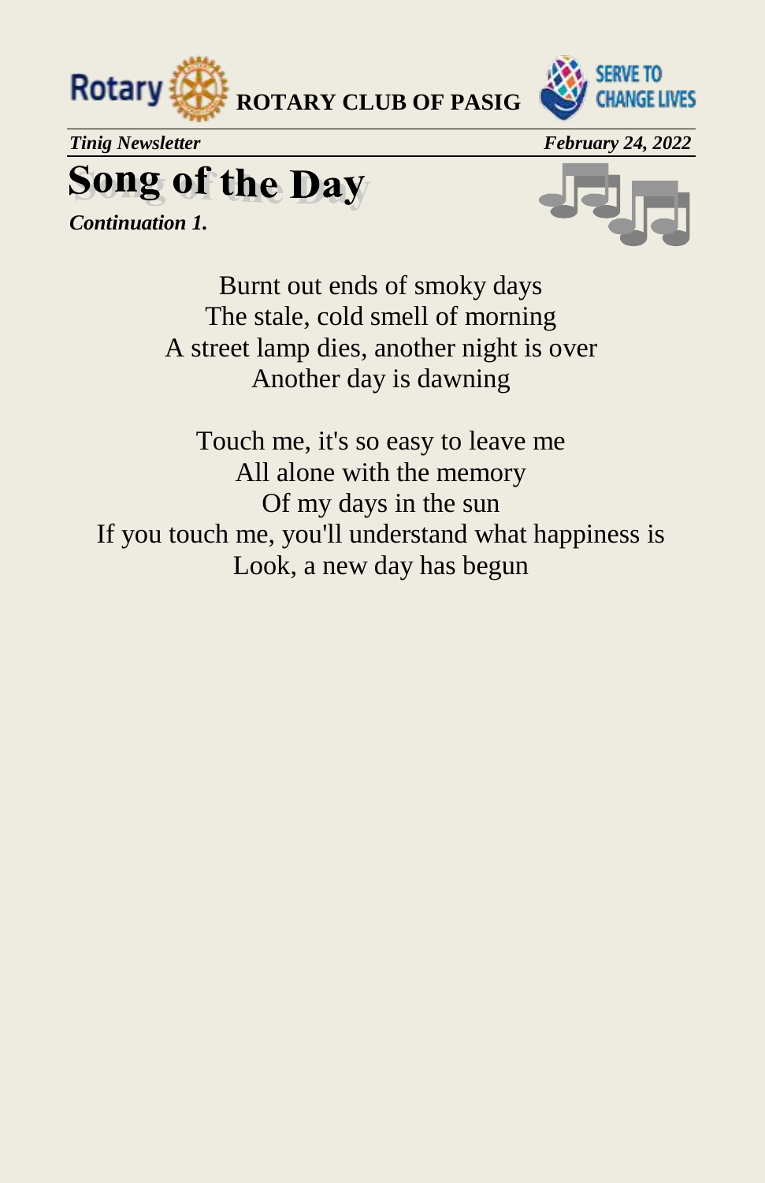# Song of the Day

***Continuation 1.***

Burnt out ends of smoky days
The stale, cold smell of morning
A street lamp dies, another night is over
Another day is dawning

Touch me, it's so easy to leave me
All alone with the memory
Of my days in the sun
If you touch me, you'll understand what happiness is
Look, a new day has begun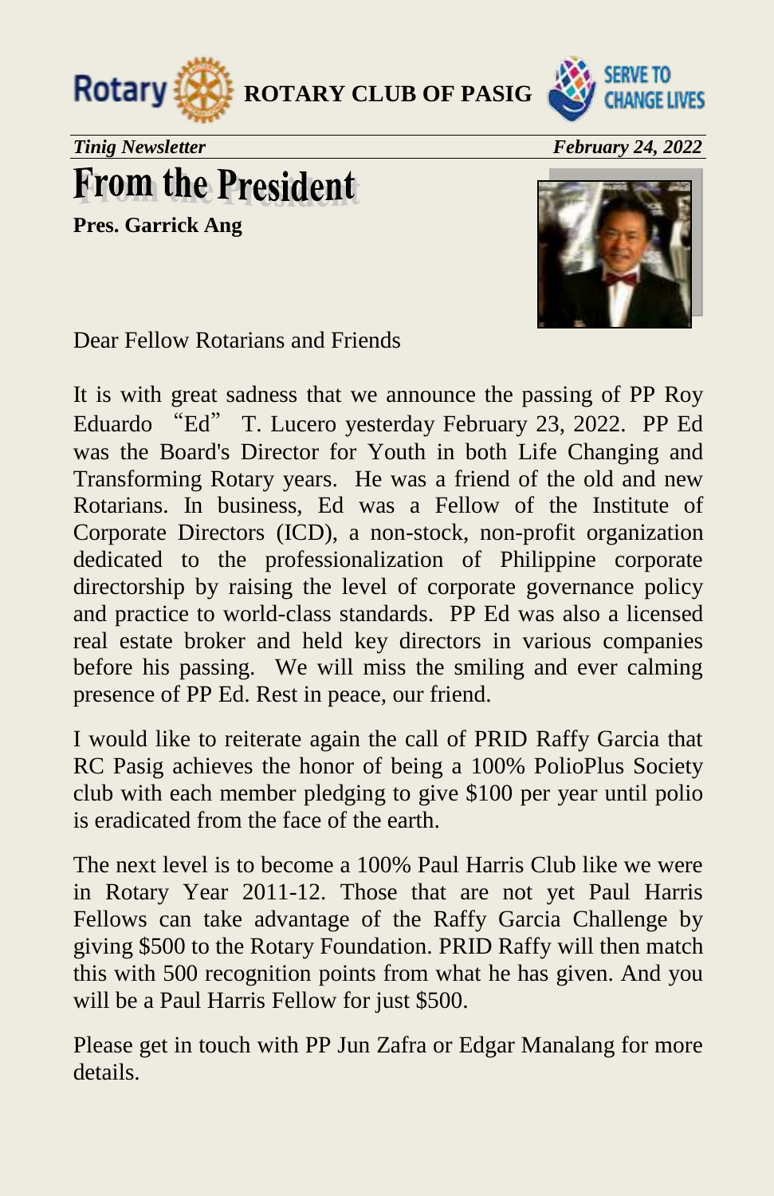**ROTARY CLUB OF PASIG**

*Tinig Newsletter* *February 24, 2022*

# From the President

**Pres. Garrick Ang**

Dear Fellow Rotarians and Friends

It is with great sadness that we announce the passing of PP Roy Eduardo "Ed" T. Lucero yesterday February 23, 2022. PP Ed was the Board's Director for Youth in both Life Changing and Transforming Rotary years. He was a friend of the old and new Rotarians. In business, Ed was a Fellow of the Institute of Corporate Directors (ICD), a non-stock, non-profit organization dedicated to the professionalization of Philippine corporate directorship by raising the level of corporate governance policy and practice to world-class standards. PP Ed was also a licensed real estate broker and held key directors in various companies before his passing. We will miss the smiling and ever calming presence of PP Ed. Rest in peace, our friend.

I would like to reiterate again the call of PRID Raffy Garcia that RC Pasig achieves the honor of being a 100% PolioPlus Society club with each member pledging to give $100 per year until polio is eradicated from the face of the earth.

The next level is to become a 100% Paul Harris Club like we were in Rotary Year 2011-12. Those that are not yet Paul Harris Fellows can take advantage of the Raffy Garcia Challenge by giving $500 to the Rotary Foundation. PRID Raffy will then match this with 500 recognition points from what he has given. And you will be a Paul Harris Fellow for just $500.

Please get in touch with PP Jun Zafra or Edgar Manalang for more details.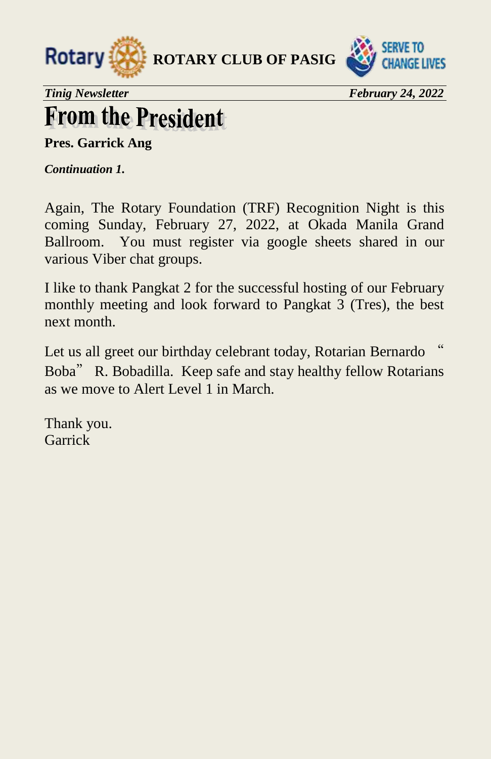# From the President

**Pres. Garrick Ang**

***Continuation 1.***

Again, The Rotary Foundation (TRF) Recognition Night is this coming Sunday, February 27, 2022, at Okada Manila Grand Ballroom. You must register via google sheets shared in our various Viber chat groups.

I like to thank Pangkat 2 for the successful hosting of our February monthly meeting and look forward to Pangkat 3 (Tres), the best next month.

Let us all greet our birthday celebrant today, Rotarian Bernardo "Boba" R. Bobadilla. Keep safe and stay healthy fellow Rotarians as we move to Alert Level 1 in March.

Thank you.
Garrick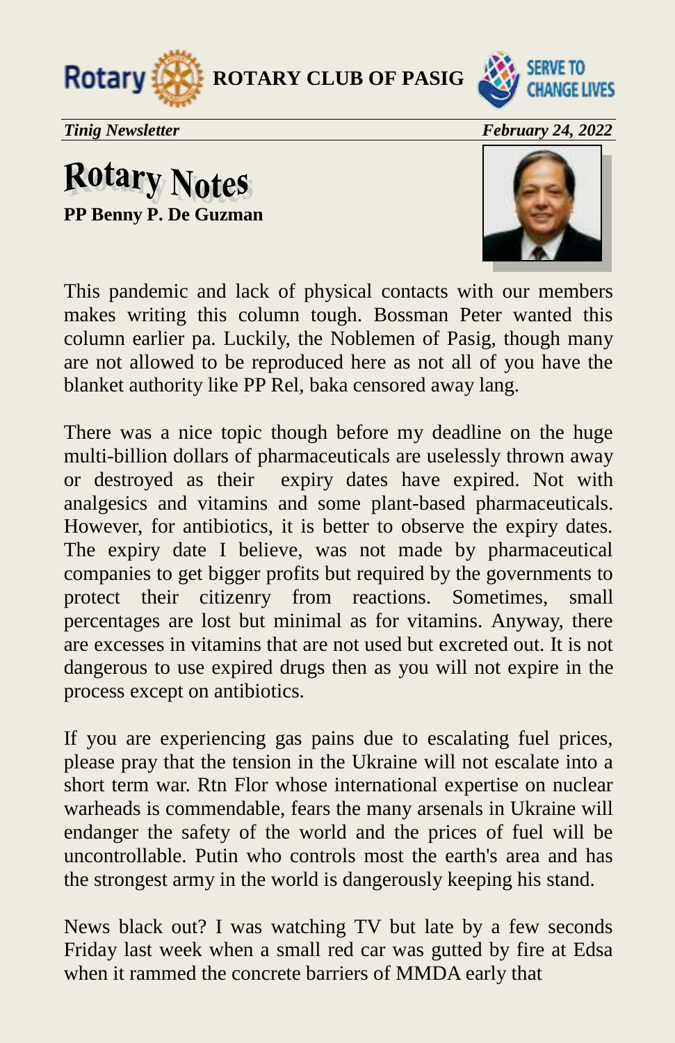# Rotary Notes

**PP Benny P. De Guzman**

This pandemic and lack of physical contacts with our members makes writing this column tough. Bossman Peter wanted this column earlier pa. Luckily, the Noblemen of Pasig, though many are not allowed to be reproduced here as not all of you have the blanket authority like PP Rel, baka censored away lang.

There was a nice topic though before my deadline on the huge multi-billion dollars of pharmaceuticals are uselessly thrown away or destroyed as their expiry dates have expired. Not with analgesics and vitamins and some plant-based pharmaceuticals. However, for antibiotics, it is better to observe the expiry dates. The expiry date I believe, was not made by pharmaceutical companies to get bigger profits but required by the governments to protect their citizenry from reactions. Sometimes, small percentages are lost but minimal as for vitamins. Anyway, there are excesses in vitamins that are not used but excreted out. It is not dangerous to use expired drugs then as you will not expire in the process except on antibiotics.

If you are experiencing gas pains due to escalating fuel prices, please pray that the tension in the Ukraine will not escalate into a short term war. Rtn Flor whose international expertise on nuclear warheads is commendable, fears the many arsenals in Ukraine will endanger the safety of the world and the prices of fuel will be uncontrollable. Putin who controls most the earth's area and has the strongest army in the world is dangerously keeping his stand.

News black out? I was watching TV but late by a few seconds Friday last week when a small red car was gutted by fire at Edsa when it rammed the concrete barriers of MMDA early that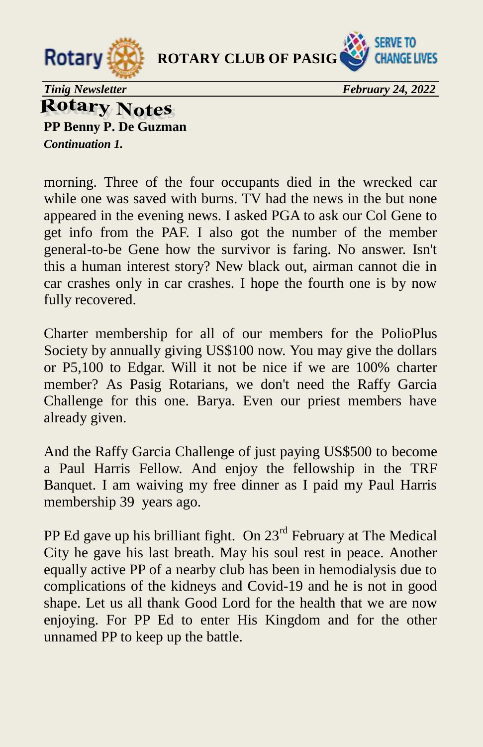## Rotary Notes

**PP Benny P. De Guzman**

***Continuation 1.***

morning. Three of the four occupants died in the wrecked car while one was saved with burns. TV had the news in the but none appeared in the evening news. I asked PGA to ask our Col Gene to get info from the PAF. I also got the number of the member general-to-be Gene how the survivor is faring. No answer. Isn't this a human interest story? New black out, airman cannot die in car crashes only in car crashes. I hope the fourth one is by now fully recovered.

Charter membership for all of our members for the PolioPlus Society by annually giving US$100 now. You may give the dollars or P5,100 to Edgar. Will it not be nice if we are 100% charter member? As Pasig Rotarians, we don't need the Raffy Garcia Challenge for this one. Barya. Even our priest members have already given.

And the Raffy Garcia Challenge of just paying US$500 to become a Paul Harris Fellow. And enjoy the fellowship in the TRF Banquet. I am waiving my free dinner as I paid my Paul Harris membership 39 years ago.

PP Ed gave up his brilliant fight. On 23rd February at The Medical City he gave his last breath. May his soul rest in peace. Another equally active PP of a nearby club has been in hemodialysis due to complications of the kidneys and Covid-19 and he is not in good shape. Let us all thank Good Lord for the health that we are now enjoying. For PP Ed to enter His Kingdom and for the other unnamed PP to keep up the battle.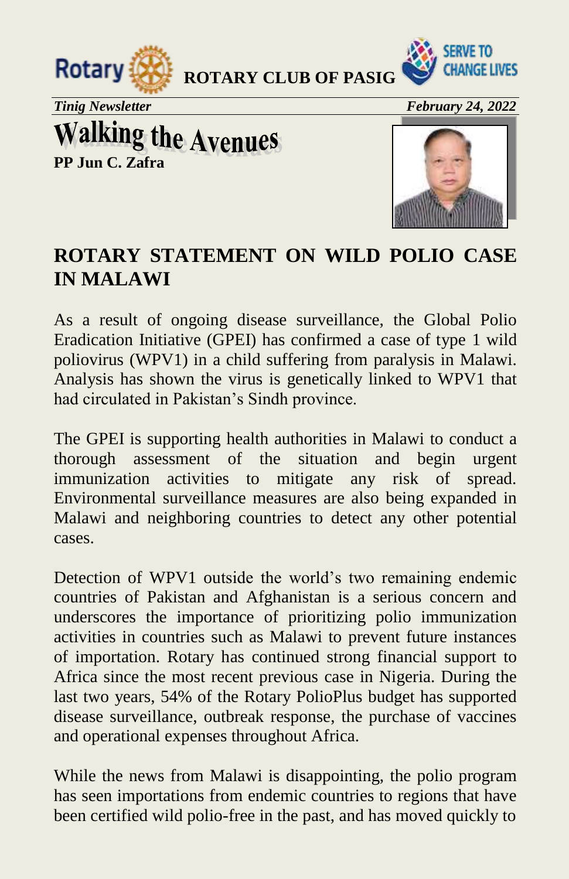# Walking the Avenues

**PP Jun C. Zafra**

## ROTARY STATEMENT ON WILD POLIO CASE IN MALAWI

As a result of ongoing disease surveillance, the Global Polio Eradication Initiative (GPEI) has confirmed a case of type 1 wild poliovirus (WPV1) in a child suffering from paralysis in Malawi. Analysis has shown the virus is genetically linked to WPV1 that had circulated in Pakistan's Sindh province.

The GPEI is supporting health authorities in Malawi to conduct a thorough assessment of the situation and begin urgent immunization activities to mitigate any risk of spread. Environmental surveillance measures are also being expanded in Malawi and neighboring countries to detect any other potential cases.

Detection of WPV1 outside the world's two remaining endemic countries of Pakistan and Afghanistan is a serious concern and underscores the importance of prioritizing polio immunization activities in countries such as Malawi to prevent future instances of importation. Rotary has continued strong financial support to Africa since the most recent previous case in Nigeria. During the last two years, 54% of the Rotary PolioPlus budget has supported disease surveillance, outbreak response, the purchase of vaccines and operational expenses throughout Africa.

While the news from Malawi is disappointing, the polio program has seen importations from endemic countries to regions that have been certified wild polio-free in the past, and has moved quickly to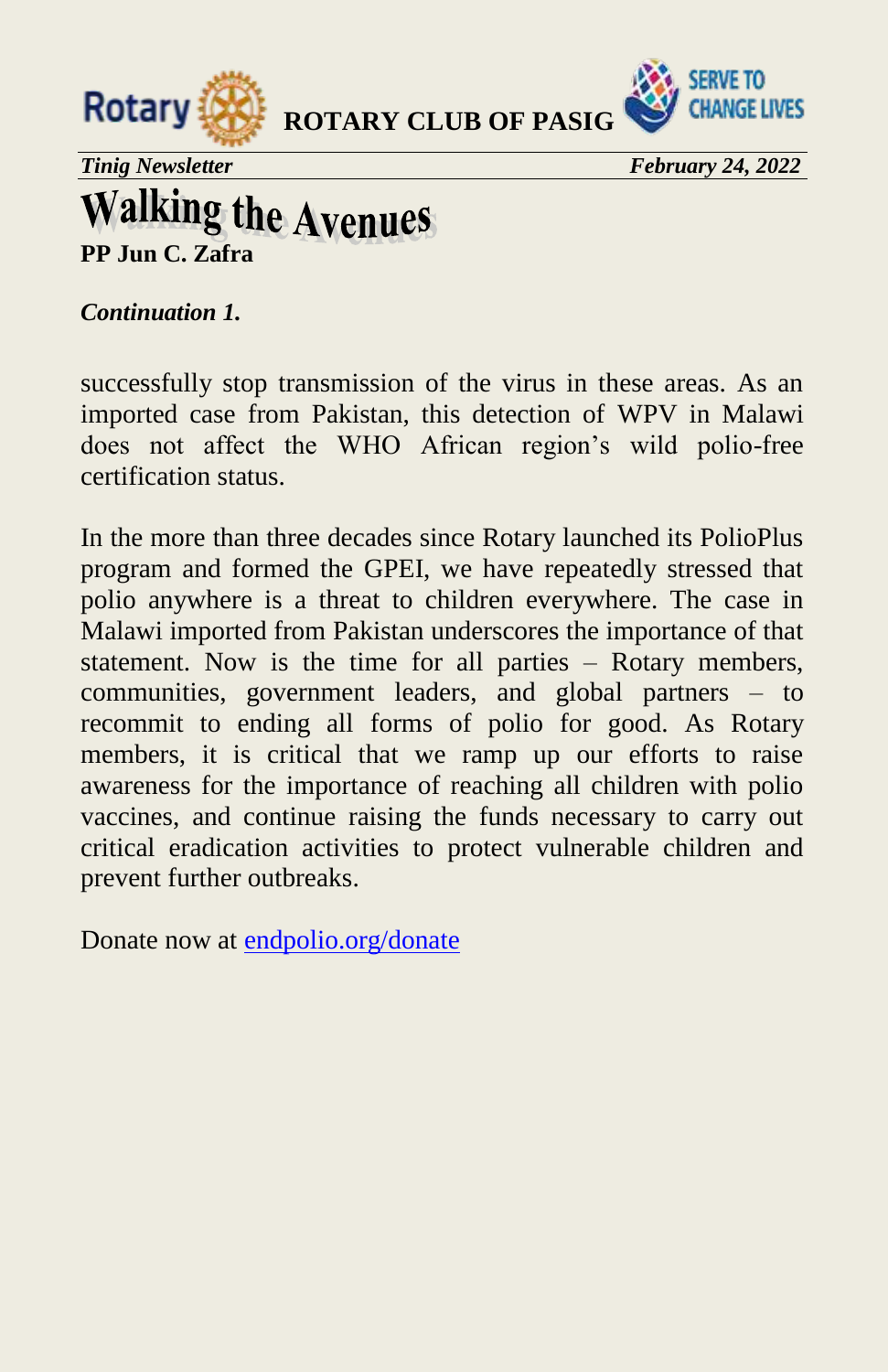# Walking the Avenues

**PP Jun C. Zafra**

***Continuation 1.***

successfully stop transmission of the virus in these areas. As an imported case from Pakistan, this detection of WPV in Malawi does not affect the WHO African region's wild polio-free certification status.

In the more than three decades since Rotary launched its PolioPlus program and formed the GPEI, we have repeatedly stressed that polio anywhere is a threat to children everywhere. The case in Malawi imported from Pakistan underscores the importance of that statement. Now is the time for all parties – Rotary members, communities, government leaders, and global partners – to recommit to ending all forms of polio for good. As Rotary members, it is critical that we ramp up our efforts to raise awareness for the importance of reaching all children with polio vaccines, and continue raising the funds necessary to carry out critical eradication activities to protect vulnerable children and prevent further outbreaks.

Donate now at [endpolio.org/donate](endpolio.org/donate)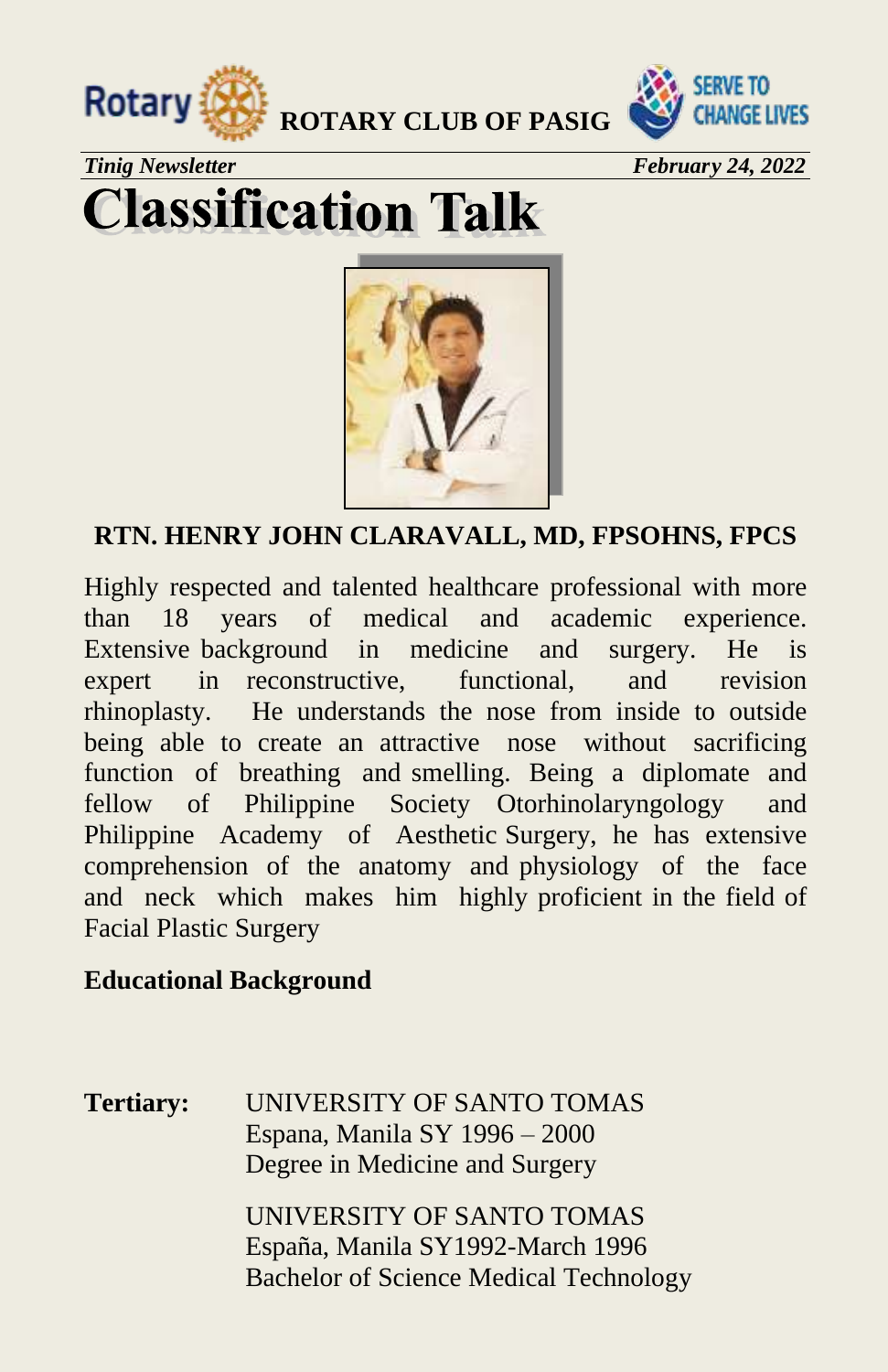# Classification Talk

**RTN. HENRY JOHN CLARAVALL, MD, FPSOHNS, FPCS**

Highly respected and talented healthcare professional with more than 18 years of medical and academic experience. Extensive background in medicine and surgery. He is expert in reconstructive, functional, and revision rhinoplasty. He understands the nose from inside to outside being able to create an attractive nose without sacrificing function of breathing and smelling. Being a diplomate and fellow of Philippine Society Otorhinolaryngology and Philippine Academy of Aesthetic Surgery, he has extensive comprehension of the anatomy and physiology of the face and neck which makes him highly proficient in the field of Facial Plastic Surgery

**Educational Background**

**Tertiary:** UNIVERSITY OF SANTO TOMAS
Espana, Manila SY 1996 – 2000
Degree in Medicine and Surgery

UNIVERSITY OF SANTO TOMAS
España, Manila SY1992-March 1996
Bachelor of Science Medical Technology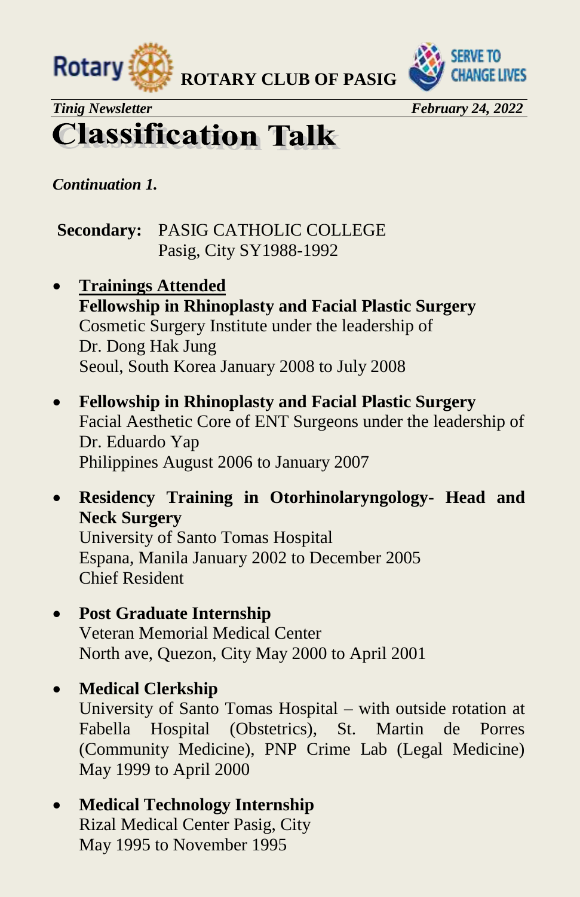# Classification Talk

*Continuation 1.*

**Secondary:** PASIG CATHOLIC COLLEGE
Pasig, City SY1988-1992

- **Trainings Attended**
  **Fellowship in Rhinoplasty and Facial Plastic Surgery**
  Cosmetic Surgery Institute under the leadership of
  Dr. Dong Hak Jung
  Seoul, South Korea January 2008 to July 2008

- **Fellowship in Rhinoplasty and Facial Plastic Surgery**
  Facial Aesthetic Core of ENT Surgeons under the leadership of
  Dr. Eduardo Yap
  Philippines August 2006 to January 2007

- **Residency Training in Otorhinolaryngology- Head and Neck Surgery**
  University of Santo Tomas Hospital
  Espana, Manila January 2002 to December 2005
  Chief Resident

- **Post Graduate Internship**
  Veteran Memorial Medical Center
  North ave, Quezon, City May 2000 to April 2001

- **Medical Clerkship**
  University of Santo Tomas Hospital – with outside rotation at Fabella Hospital (Obstetrics), St. Martin de Porres (Community Medicine), PNP Crime Lab (Legal Medicine) May 1999 to April 2000

- **Medical Technology Internship**
  Rizal Medical Center Pasig, City
  May 1995 to November 1995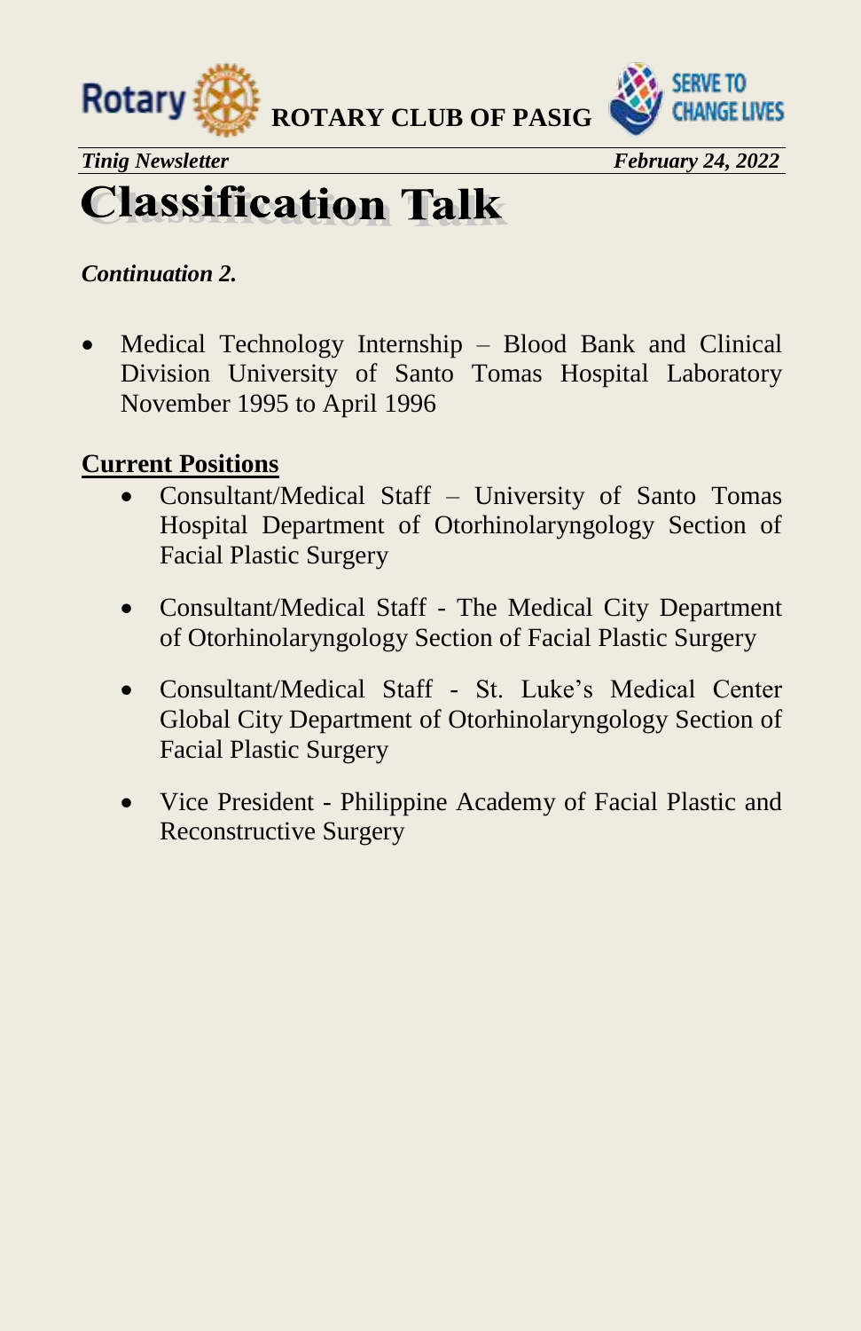# Classification Talk

***Continuation 2.***

- Medical Technology Internship – Blood Bank and Clinical Division University of Santo Tomas Hospital Laboratory November 1995 to April 1996

**Current Positions**

- Consultant/Medical Staff – University of Santo Tomas Hospital Department of Otorhinolaryngology Section of Facial Plastic Surgery
- Consultant/Medical Staff - The Medical City Department of Otorhinolaryngology Section of Facial Plastic Surgery
- Consultant/Medical Staff - St. Luke's Medical Center Global City Department of Otorhinolaryngology Section of Facial Plastic Surgery
- Vice President - Philippine Academy of Facial Plastic and Reconstructive Surgery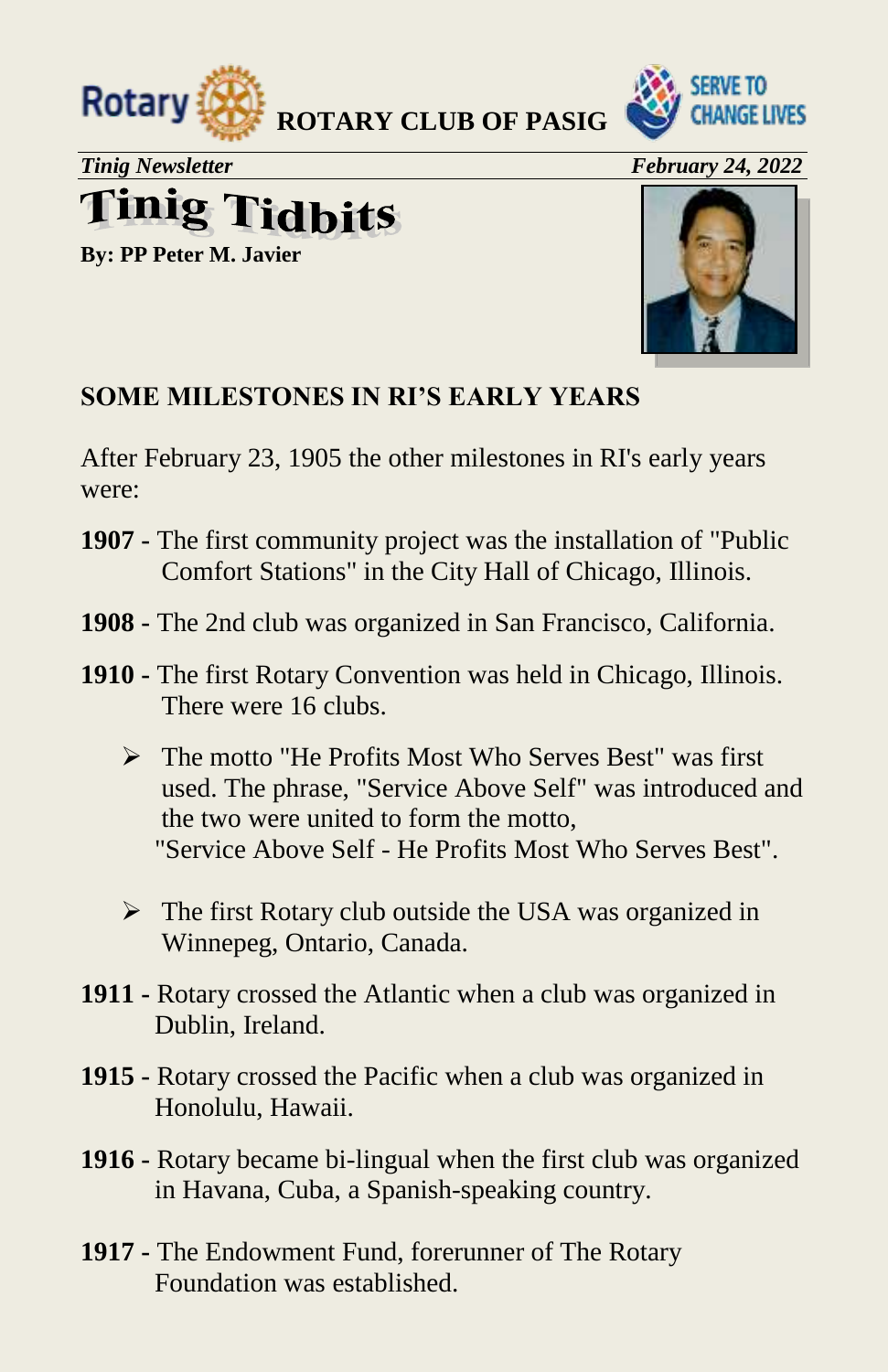**ROTARY CLUB OF PASIG**

*Tinig Newsletter* *February 24, 2022*

# Tinig Tidbits

**By: PP Peter M. Javier**

## SOME MILESTONES IN RI'S EARLY YEARS

After February 23, 1905 the other milestones in RI's early years were:

**1907 -** The first community project was the installation of "Public Comfort Stations" in the City Hall of Chicago, Illinois.

**1908 -** The 2nd club was organized in San Francisco, California.

**1910 -** The first Rotary Convention was held in Chicago, Illinois. There were 16 clubs.

- The motto "He Profits Most Who Serves Best" was first used. The phrase, "Service Above Self" was introduced and the two were united to form the motto, "Service Above Self - He Profits Most Who Serves Best".
- The first Rotary club outside the USA was organized in Winnepeg, Ontario, Canada.

**1911 -** Rotary crossed the Atlantic when a club was organized in Dublin, Ireland.

**1915 -** Rotary crossed the Pacific when a club was organized in Honolulu, Hawaii.

**1916 -** Rotary became bi-lingual when the first club was organized in Havana, Cuba, a Spanish-speaking country.

**1917 -** The Endowment Fund, forerunner of The Rotary Foundation was established.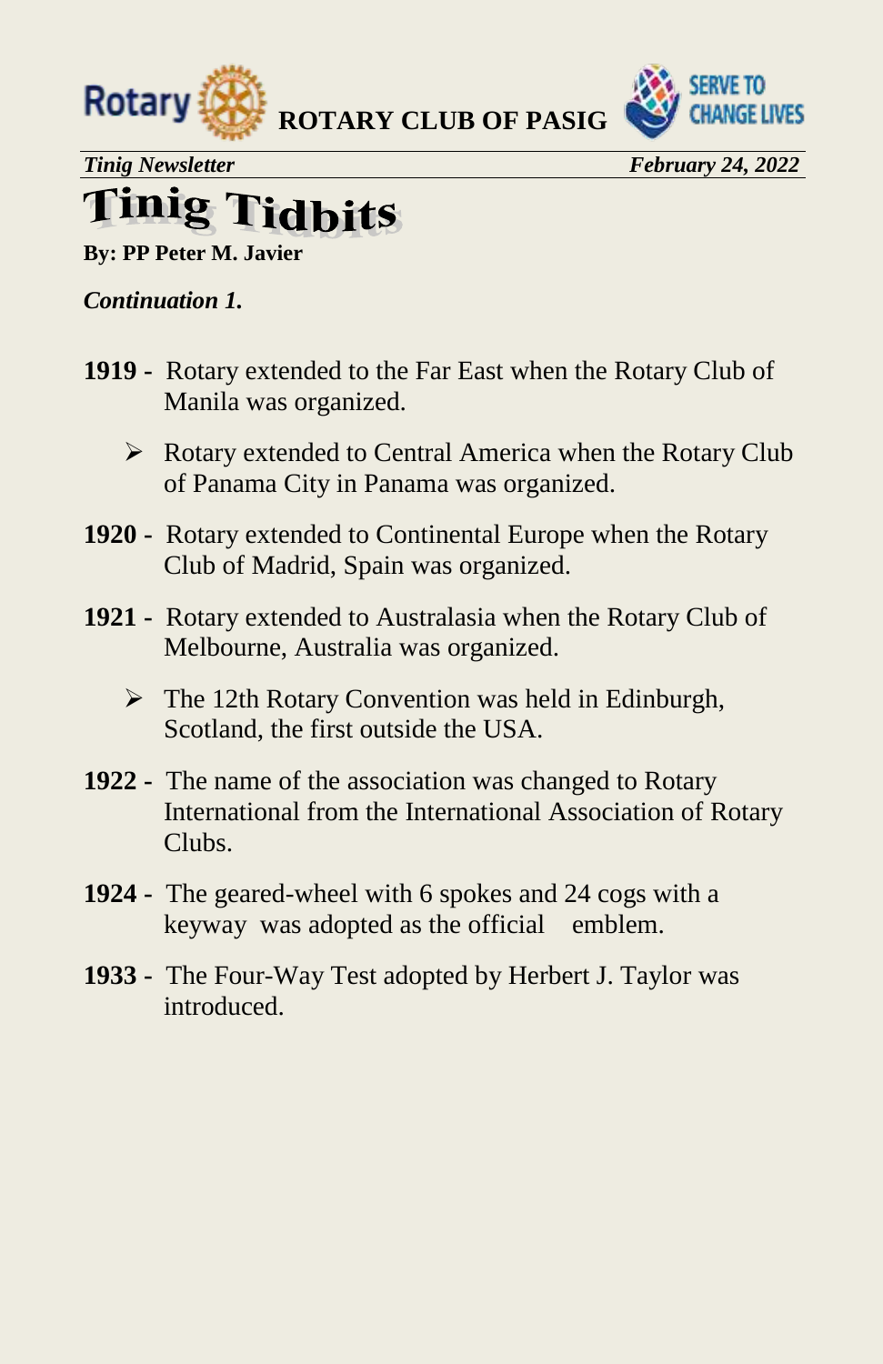# Tinig Tidbits

**By: PP Peter M. Javier**

***Continuation 1.***

**1919 -** Rotary extended to the Far East when the Rotary Club of Manila was organized.

- Rotary extended to Central America when the Rotary Club of Panama City in Panama was organized.

**1920 -** Rotary extended to Continental Europe when the Rotary Club of Madrid, Spain was organized.

**1921 -** Rotary extended to Australasia when the Rotary Club of Melbourne, Australia was organized.

- The 12th Rotary Convention was held in Edinburgh, Scotland, the first outside the USA.

**1922 -** The name of the association was changed to Rotary International from the International Association of Rotary Clubs.

**1924 -** The geared-wheel with 6 spokes and 24 cogs with a keyway was adopted as the official emblem.

**1933 -** The Four-Way Test adopted by Herbert J. Taylor was introduced.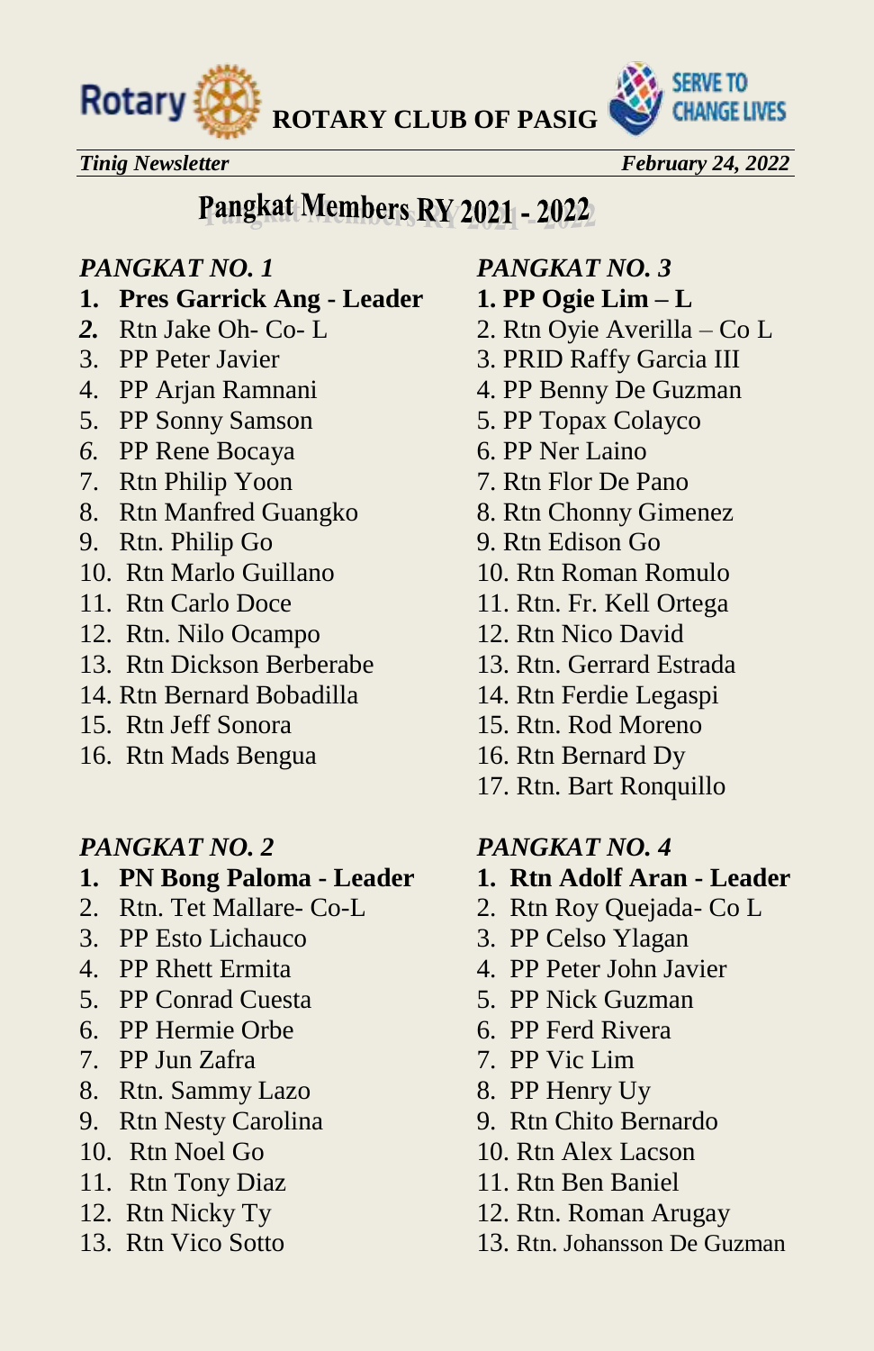# Pangkat Members RY 2021 - 2022

*PANGKAT NO. 1*

1. **Pres Garrick Ang - Leader**
2. Rtn Jake Oh- Co- L
3. PP Peter Javier
4. PP Arjan Ramnani
5. PP Sonny Samson
6. PP Rene Bocaya
7. Rtn Philip Yoon
8. Rtn Manfred Guangko
9. Rtn. Philip Go
10. Rtn Marlo Guillano
11. Rtn Carlo Doce
12. Rtn. Nilo Ocampo
13. Rtn Dickson Berberabe
14. Rtn Bernard Bobadilla
15. Rtn Jeff Sonora
16. Rtn Mads Bengua

*PANGKAT NO. 2*

1. **PN Bong Paloma - Leader**
2. Rtn. Tet Mallare- Co-L
3. PP Esto Lichauco
4. PP Rhett Ermita
5. PP Conrad Cuesta
6. PP Hermie Orbe
7. PP Jun Zafra
8. Rtn. Sammy Lazo
9. Rtn Nesty Carolina
10. Rtn Noel Go
11. Rtn Tony Diaz
12. Rtn Nicky Ty
13. Rtn Vico Sotto

*PANGKAT NO. 3*

1. **PP Ogie Lim – L**
2. Rtn Oyie Averilla – Co L
3. PRID Raffy Garcia III
4. PP Benny De Guzman
5. PP Topax Colayco
6. PP Ner Laino
7. Rtn Flor De Pano
8. Rtn Chonny Gimenez
9. Rtn Edison Go
10. Rtn Roman Romulo
11. Rtn. Fr. Kell Ortega
12. Rtn Nico David
13. Rtn. Gerrard Estrada
14. Rtn Ferdie Legaspi
15. Rtn. Rod Moreno
16. Rtn Bernard Dy
17. Rtn. Bart Ronquillo

*PANGKAT NO. 4*

1. **Rtn Adolf Aran - Leader**
2. Rtn Roy Quejada- Co L
3. PP Celso Ylagan
4. PP Peter John Javier
5. PP Nick Guzman
6. PP Ferd Rivera
7. PP Vic Lim
8. PP Henry Uy
9. Rtn Chito Bernardo
10. Rtn Alex Lacson
11. Rtn Ben Baniel
12. Rtn. Roman Arugay
13. Rtn. Johansson De Guzman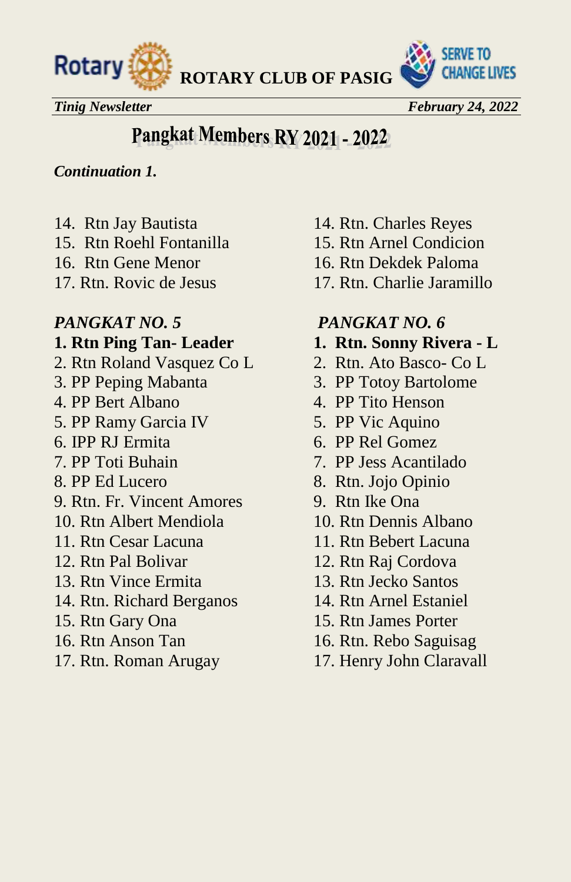# Pangkat Members RY 2021 - 2022

***Continuation 1.***

14. Rtn Jay Bautista
15. Rtn Roehl Fontanilla
16. Rtn Gene Menor
17. Rtn. Rovic de Jesus

14. Rtn. Charles Reyes
15. Rtn Arnel Condicion
16. Rtn Dekdek Paloma
17. Rtn. Charlie Jaramillo

***PANGKAT NO. 5***

1. **Rtn Ping Tan- Leader**
2. Rtn Roland Vasquez Co L
3. PP Peping Mabanta
4. PP Bert Albano
5. PP Ramy Garcia IV
6. IPP RJ Ermita
7. PP Toti Buhain
8. PP Ed Lucero
9. Rtn. Fr. Vincent Amores
10. Rtn Albert Mendiola
11. Rtn Cesar Lacuna
12. Rtn Pal Bolivar
13. Rtn Vince Ermita
14. Rtn. Richard Berganos
15. Rtn Gary Ona
16. Rtn Anson Tan
17. Rtn. Roman Arugay

***PANGKAT NO. 6***

1. **Rtn. Sonny Rivera - L**
2. Rtn. Ato Basco- Co L
3. PP Totoy Bartolome
4. PP Tito Henson
5. PP Vic Aquino
6. PP Rel Gomez
7. PP Jess Acantilado
8. Rtn. Jojo Opinio
9. Rtn Ike Ona
10. Rtn Dennis Albano
11. Rtn Bebert Lacuna
12. Rtn Raj Cordova
13. Rtn Jecko Santos
14. Rtn Arnel Estaniel
15. Rtn James Porter
16. Rtn. Rebo Saguisag
17. Henry John Claravall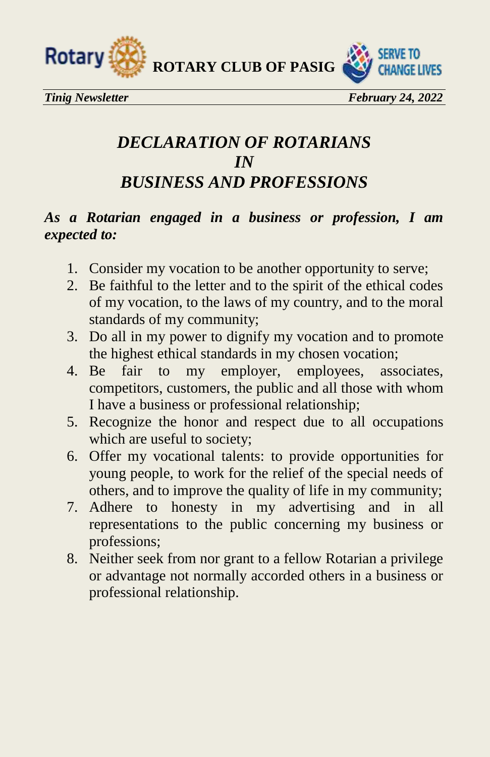# *DECLARATION OF ROTARIANS IN BUSINESS AND PROFESSIONS*

***As a Rotarian engaged in a business or profession, I am expected to:***

1. Consider my vocation to be another opportunity to serve;
2. Be faithful to the letter and to the spirit of the ethical codes of my vocation, to the laws of my country, and to the moral standards of my community;
3. Do all in my power to dignify my vocation and to promote the highest ethical standards in my chosen vocation;
4. Be fair to my employer, employees, associates, competitors, customers, the public and all those with whom I have a business or professional relationship;
5. Recognize the honor and respect due to all occupations which are useful to society;
6. Offer my vocational talents: to provide opportunities for young people, to work for the relief of the special needs of others, and to improve the quality of life in my community;
7. Adhere to honesty in my advertising and in all representations to the public concerning my business or professions;
8. Neither seek from nor grant to a fellow Rotarian a privilege or advantage not normally accorded others in a business or professional relationship.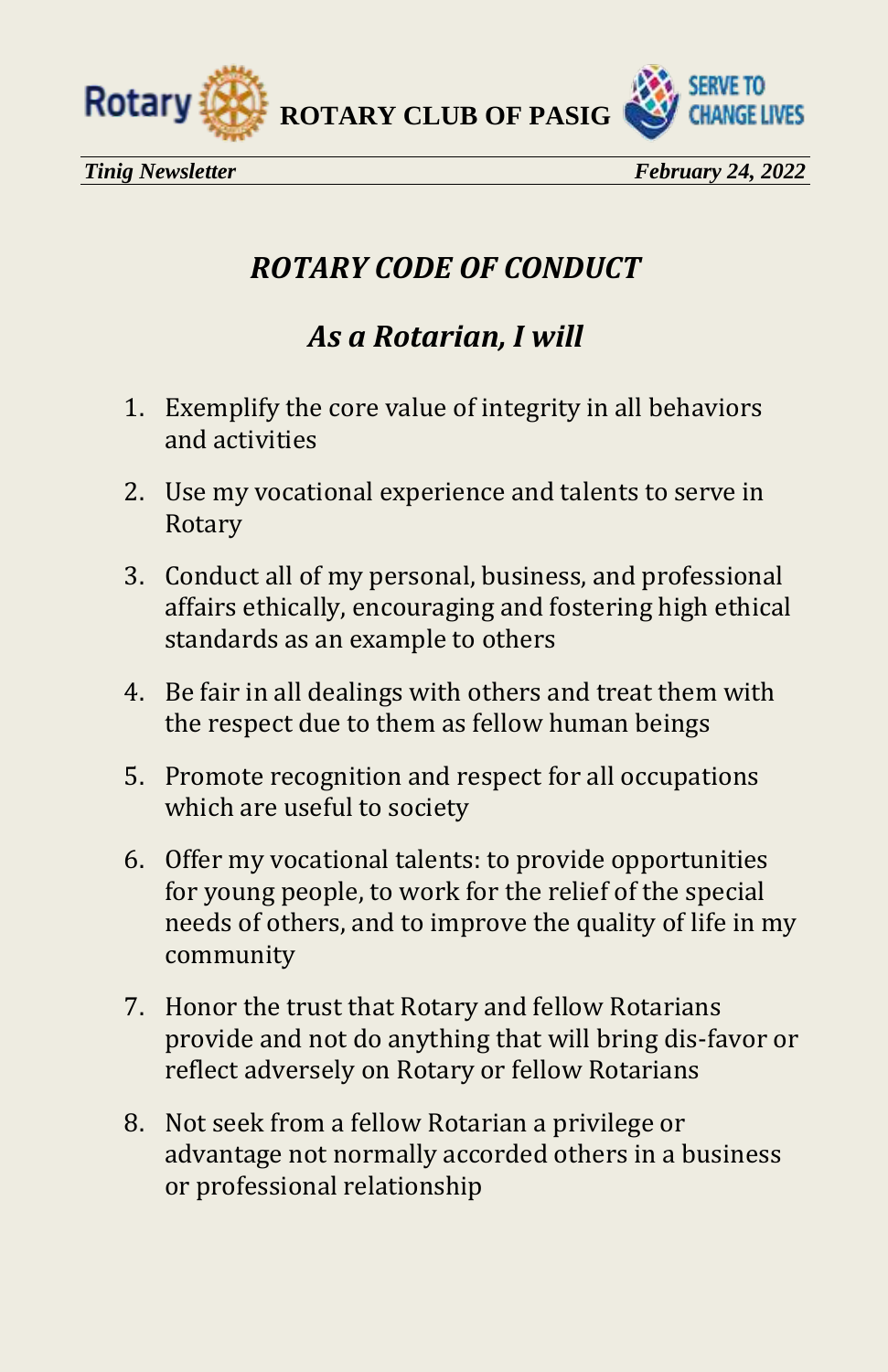# *ROTARY CODE OF CONDUCT*

## *As a Rotarian, I will*

1. Exemplify the core value of integrity in all behaviors and activities
2. Use my vocational experience and talents to serve in Rotary
3. Conduct all of my personal, business, and professional affairs ethically, encouraging and fostering high ethical standards as an example to others
4. Be fair in all dealings with others and treat them with the respect due to them as fellow human beings
5. Promote recognition and respect for all occupations which are useful to society
6. Offer my vocational talents: to provide opportunities for young people, to work for the relief of the special needs of others, and to improve the quality of life in my community
7. Honor the trust that Rotary and fellow Rotarians provide and not do anything that will bring dis-favor or reflect adversely on Rotary or fellow Rotarians
8. Not seek from a fellow Rotarian a privilege or advantage not normally accorded others in a business or professional relationship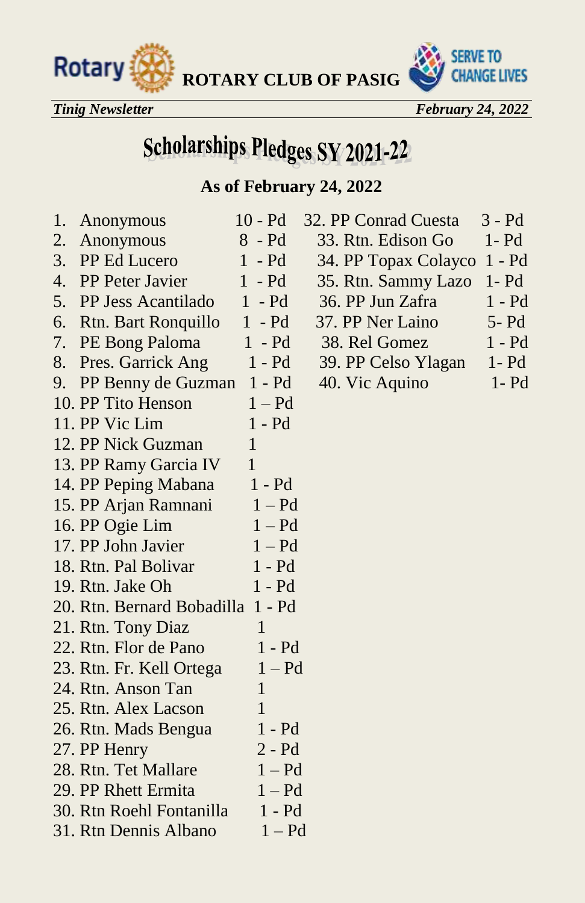# Scholarships Pledges SY 2021-22

**As of February 24, 2022**

1. Anonymous 10 - Pd
2. Anonymous 8 - Pd
3. PP Ed Lucero 1 - Pd
4. PP Peter Javier 1 - Pd
5. PP Jess Acantilado 1 - Pd
6. Rtn. Bart Ronquillo 1 - Pd
7. PE Bong Paloma 1 - Pd
8. Pres. Garrick Ang 1 - Pd
9. PP Benny de Guzman 1 - Pd
10. PP Tito Henson 1 – Pd
11. PP Vic Lim 1 - Pd
12. PP Nick Guzman 1
13. PP Ramy Garcia IV 1
14. PP Peping Mabana 1 - Pd
15. PP Arjan Ramnani 1 – Pd
16. PP Ogie Lim 1 – Pd
17. PP John Javier 1 – Pd
18. Rtn. Pal Bolivar 1 - Pd
19. Rtn. Jake Oh 1 - Pd
20. Rtn. Bernard Bobadilla 1 - Pd
21. Rtn. Tony Diaz 1
22. Rtn. Flor de Pano 1 - Pd
23. Rtn. Fr. Kell Ortega 1 – Pd
24. Rtn. Anson Tan 1
25. Rtn. Alex Lacson 1
26. Rtn. Mads Bengua 1 - Pd
27. PP Henry 2 - Pd
28. Rtn. Tet Mallare 1 – Pd
29. PP Rhett Ermita 1 – Pd
30. Rtn Roehl Fontanilla 1 - Pd
31. Rtn Dennis Albano 1 – Pd
32. PP Conrad Cuesta 3 - Pd
33. Rtn. Edison Go 1- Pd
34. PP Topax Colayco 1 - Pd
35. Rtn. Sammy Lazo 1- Pd
36. PP Jun Zafra 1 - Pd
37. PP Ner Laino 5- Pd
38. Rel Gomez 1 - Pd
39. PP Celso Ylagan 1- Pd
40. Vic Aquino 1- Pd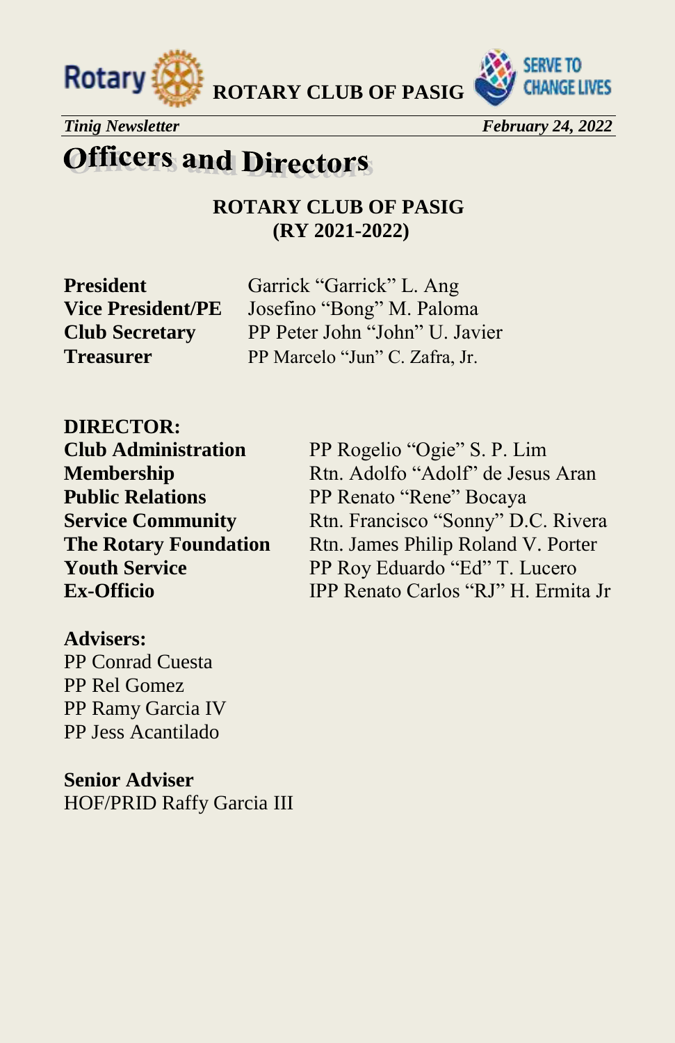# Officers and Directors

**ROTARY CLUB OF PASIG**
**(RY 2021-2022)**

| | |
|---|---|
| **President** | Garrick "Garrick" L. Ang |
| **Vice President/PE** | Josefino "Bong" M. Paloma |
| **Club Secretary** | PP Peter John "John" U. Javier |
| **Treasurer** | PP Marcelo "Jun" C. Zafra, Jr. |

**DIRECTOR:**

| | |
|---|---|
| **Club Administration** | PP Rogelio "Ogie" S. P. Lim |
| **Membership** | Rtn. Adolfo "Adolf" de Jesus Aran |
| **Public Relations** | PP Renato "Rene" Bocaya |
| **Service Community** | Rtn. Francisco "Sonny" D.C. Rivera |
| **The Rotary Foundation** | Rtn. James Philip Roland V. Porter |
| **Youth Service** | PP Roy Eduardo "Ed" T. Lucero |
| **Ex-Officio** | IPP Renato Carlos "RJ" H. Ermita Jr |

**Advisers:**
PP Conrad Cuesta
PP Rel Gomez
PP Ramy Garcia IV
PP Jess Acantilado

**Senior Adviser**
HOF/PRID Raffy Garcia III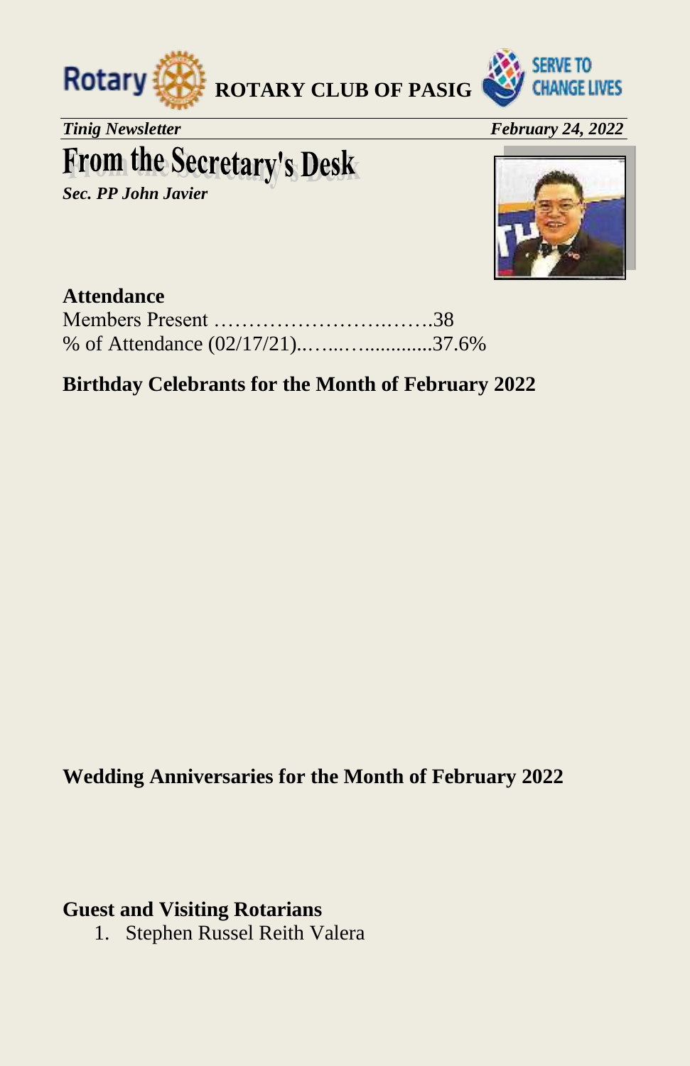**ROTARY CLUB OF PASIG**

*Tinig Newsletter* *February 24, 2022*

# From the Secretary's Desk

***Sec. PP John Javier***

**Attendance**

Members Present ………………………….…….38

% of Attendance (02/17/21)..…...….............37.6%

**Birthday Celebrants for the Month of February 2022**

**Wedding Anniversaries for the Month of February 2022**

**Guest and Visiting Rotarians**

1. Stephen Russel Reith Valera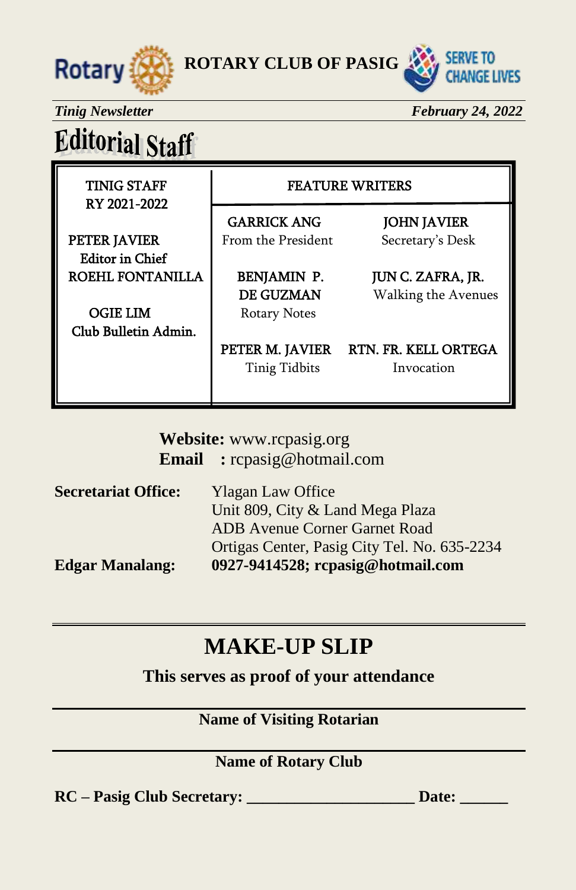# Editorial Staff

| TINIG STAFF RY 2021-2022 | FEATURE WRITERS | |
|---|---|---|
| PETER JAVIER<br>Editor in Chief | GARRICK ANG<br>From the President | JOHN JAVIER<br>Secretary's Desk |
| ROEHL FONTANILLA | BENJAMIN P. DE GUZMAN<br>Rotary Notes | JUN C. ZAFRA, JR.<br>Walking the Avenues |
| OGIE LIM<br>Club Bulletin Admin. | PETER M. JAVIER<br>Tinig Tidbits | RTN. FR. KELL ORTEGA<br>Invocation |

**Website:** www.rcpasig.org
**Email :** rcpasig@hotmail.com

**Secretariat Office:** Ylagan Law Office
Unit 809, City & Land Mega Plaza
ADB Avenue Corner Garnet Road
Ortigas Center, Pasig City Tel. No. 635-2234

**Edgar Manalang:** **0927-9414528; rcpasig@hotmail.com**

---

# MAKE-UP SLIP

**This serves as proof of your attendance**

______________________________________________

**Name of Visiting Rotarian**

______________________________________________

**Name of Rotary Club**

**RC – Pasig Club Secretary: ____________________ Date: ______**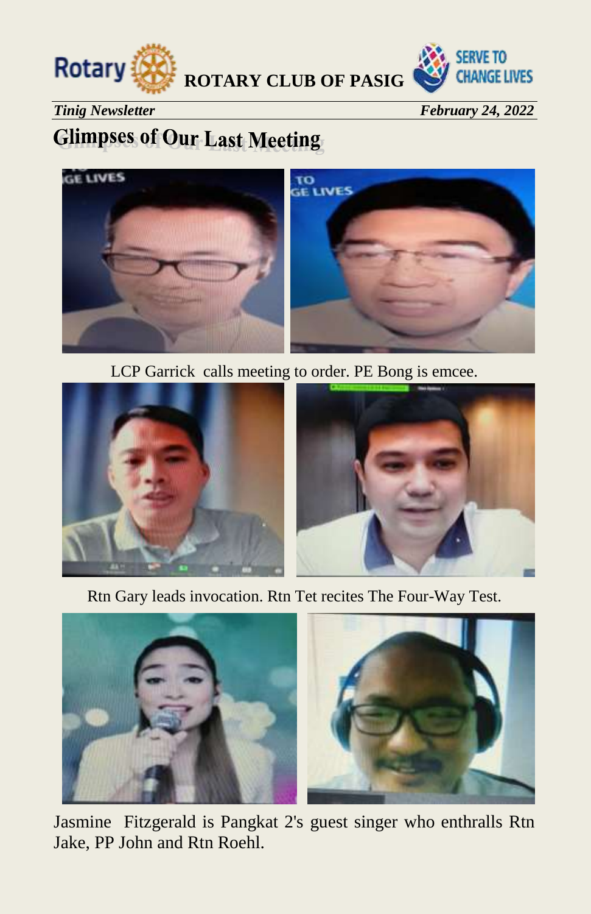## Glimpses of Our Last Meeting

LCP Garrick calls meeting to order. PE Bong is emcee.

Rtn Gary leads invocation. Rtn Tet recites The Four-Way Test.

Jasmine Fitzgerald is Pangkat 2's guest singer who enthralls Rtn Jake, PP John and Rtn Roehl.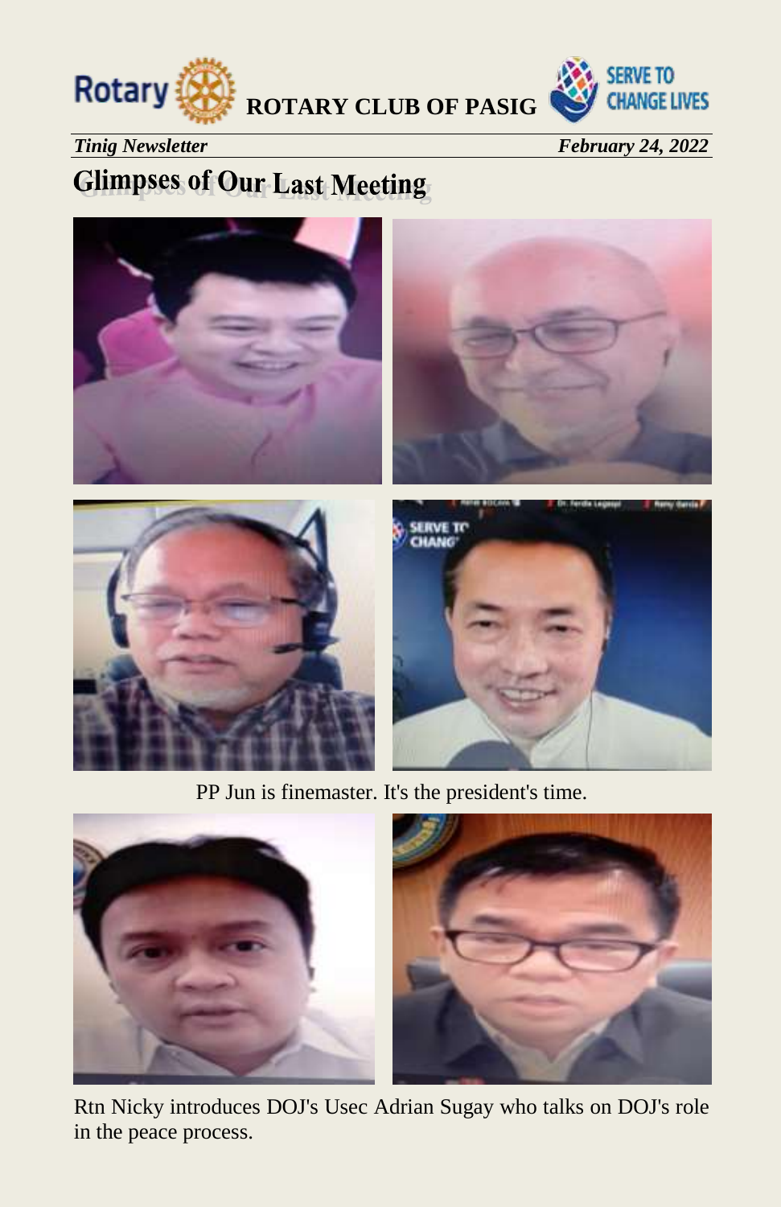## Glimpses of Our Last Meeting

PP Jun is finemaster. It's the president's time.

Rtn Nicky introduces DOJ's Usec Adrian Sugay who talks on DOJ's role in the peace process.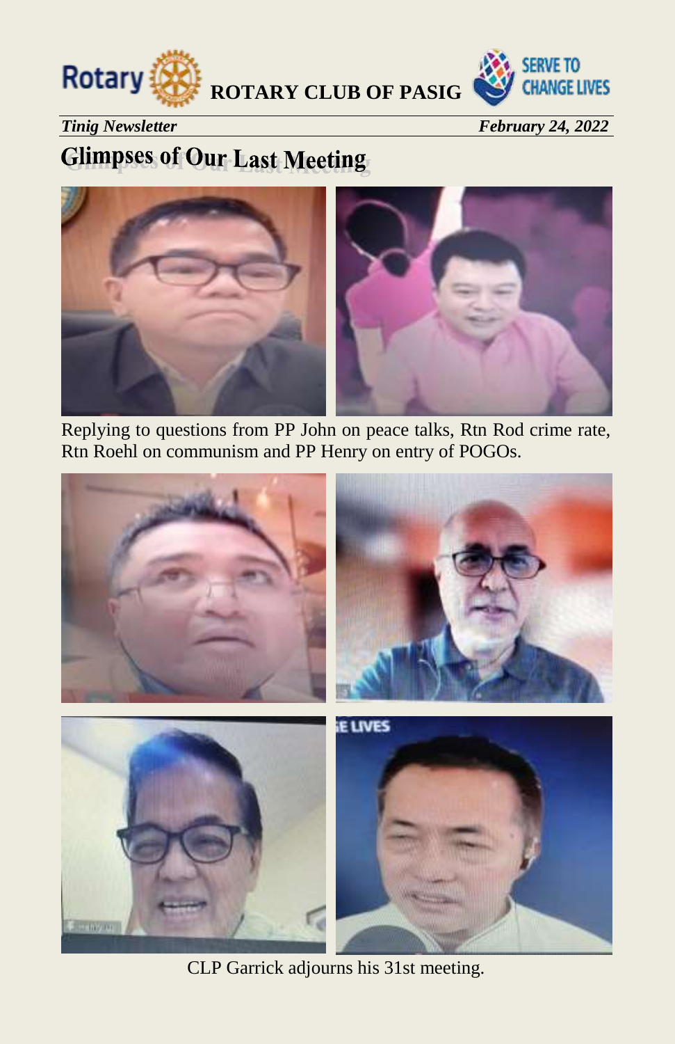## Glimpses of Our Last Meeting

Replying to questions from PP John on peace talks, Rtn Rod crime rate, Rtn Roehl on communism and PP Henry on entry of POGOs.

CLP Garrick adjourns his 31st meeting.